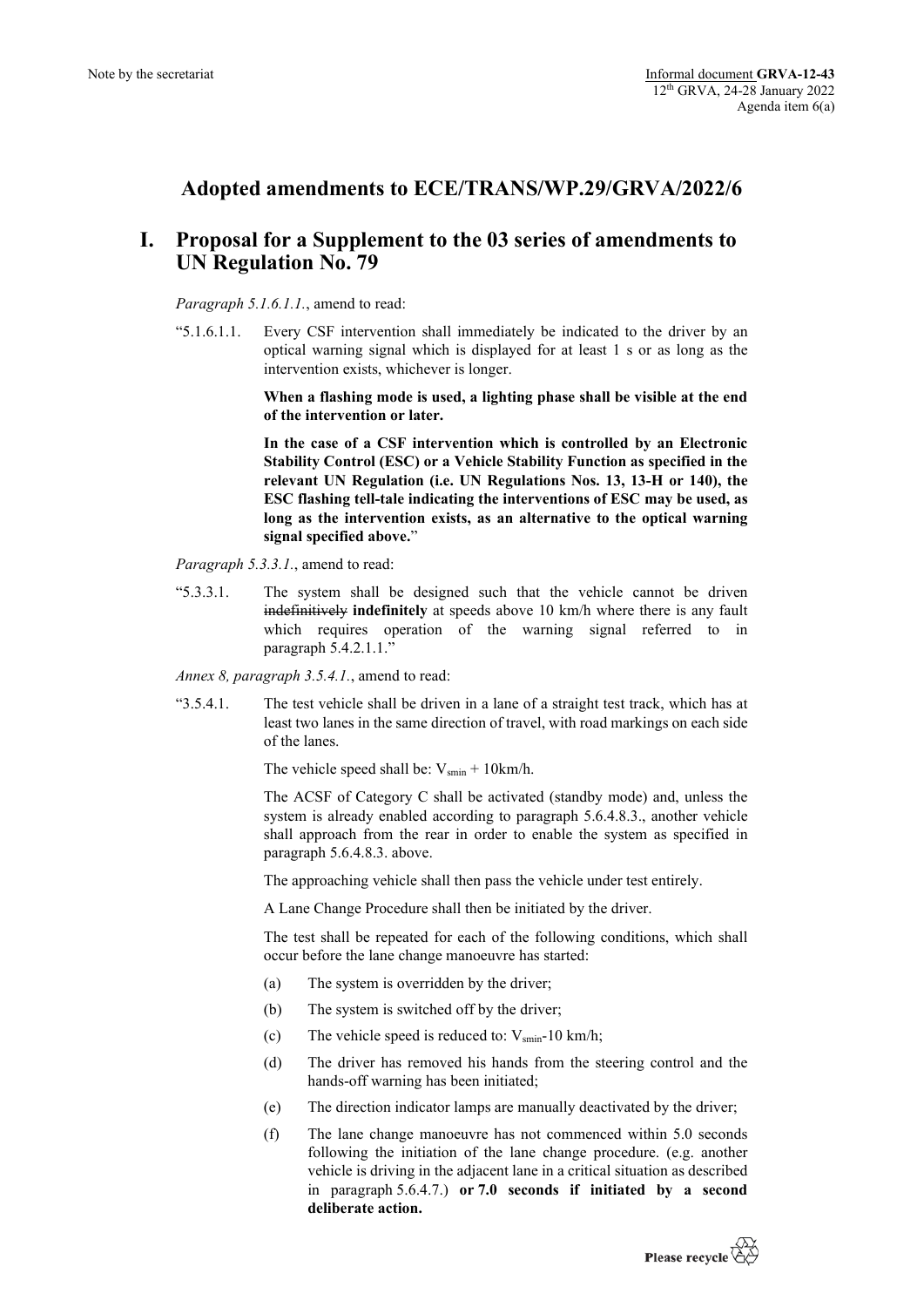Note by the secretariat

Informal document **GRVA-12-43**
12th GRVA, 24-28 January 2022
Agenda item 6(a)

# Adopted amendments to ECE/TRANS/WP.29/GRVA/2022/6

## I. Proposal for a Supplement to the 03 series of amendments to UN Regulation No. 79

*Paragraph 5.1.6.1.1.*, amend to read:

"5.1.6.1.1. Every CSF intervention shall immediately be indicated to the driver by an optical warning signal which is displayed for at least 1 s or as long as the intervention exists, whichever is longer.

**When a flashing mode is used, a lighting phase shall be visible at the end of the intervention or later.**

**In the case of a CSF intervention which is controlled by an Electronic Stability Control (ESC) or a Vehicle Stability Function as specified in the relevant UN Regulation (i.e. UN Regulations Nos. 13, 13-H or 140), the ESC flashing tell-tale indicating the interventions of ESC may be used, as long as the intervention exists, as an alternative to the optical warning signal specified above.**"

*Paragraph 5.3.3.1.*, amend to read:

"5.3.3.1. The system shall be designed such that the vehicle cannot be driven ~~indefinitively~~ **indefinitely** at speeds above 10 km/h where there is any fault which requires operation of the warning signal referred to in paragraph 5.4.2.1.1."

*Annex 8, paragraph 3.5.4.1.*, amend to read:

"3.5.4.1. The test vehicle shall be driven in a lane of a straight test track, which has at least two lanes in the same direction of travel, with road markings on each side of the lanes.

The vehicle speed shall be: $V_{smin}$ + 10km/h.

The ACSF of Category C shall be activated (standby mode) and, unless the system is already enabled according to paragraph 5.6.4.8.3., another vehicle shall approach from the rear in order to enable the system as specified in paragraph 5.6.4.8.3. above.

The approaching vehicle shall then pass the vehicle under test entirely.

A Lane Change Procedure shall then be initiated by the driver.

The test shall be repeated for each of the following conditions, which shall occur before the lane change manoeuvre has started:

(a) The system is overridden by the driver;

(b) The system is switched off by the driver;

(c) The vehicle speed is reduced to: $V_{smin}$-10 km/h;

(d) The driver has removed his hands from the steering control and the hands-off warning has been initiated;

(e) The direction indicator lamps are manually deactivated by the driver;

(f) The lane change manoeuvre has not commenced within 5.0 seconds following the initiation of the lane change procedure. (e.g. another vehicle is driving in the adjacent lane in a critical situation as described in paragraph 5.6.4.7.) **or 7.0 seconds if initiated by a second deliberate action.**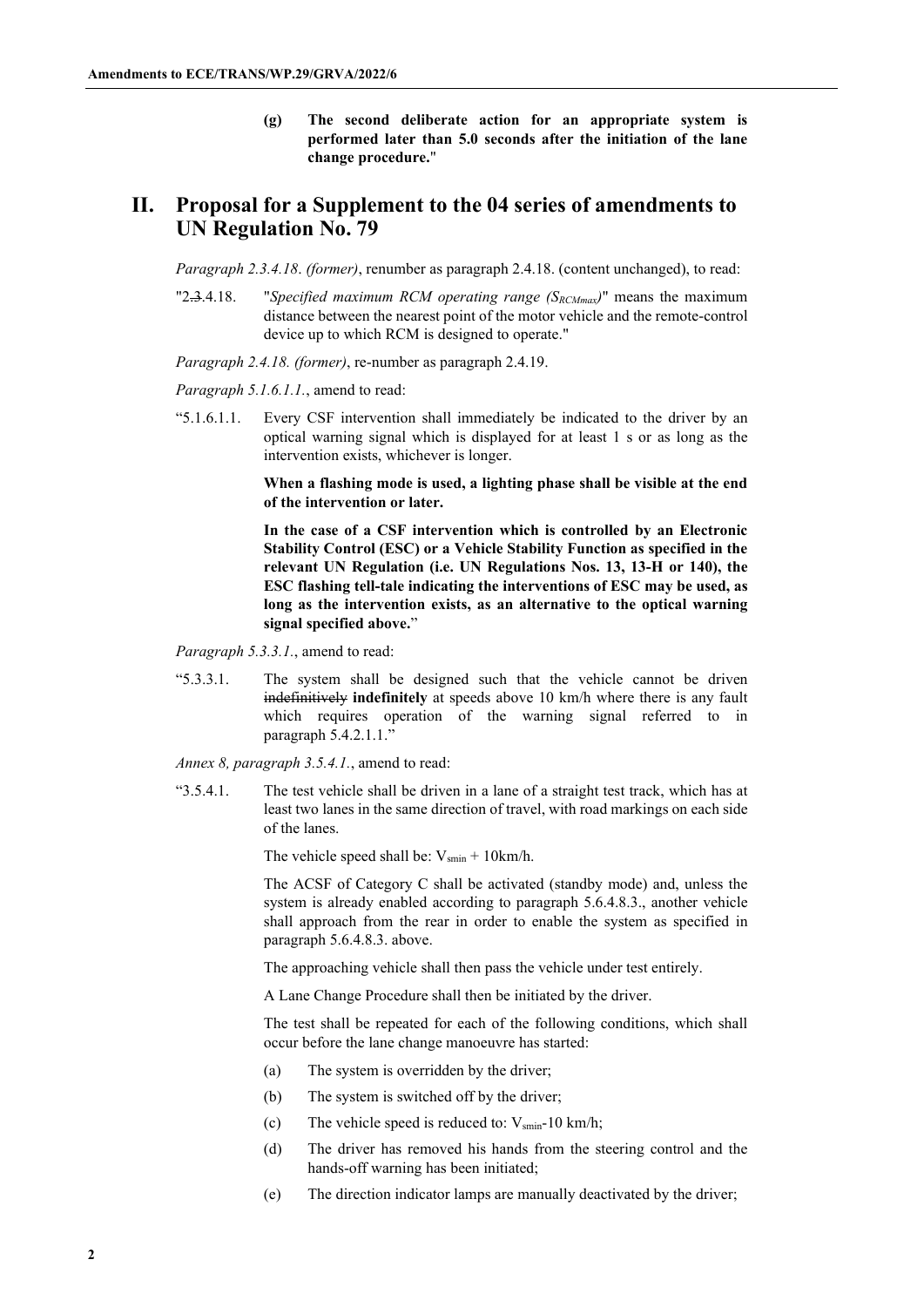**(g) The second deliberate action for an appropriate system is performed later than 5.0 seconds after the initiation of the lane change procedure.**"

## II. Proposal for a Supplement to the 04 series of amendments to UN Regulation No. 79

*Paragraph 2.3.4.18. (former)*, renumber as paragraph 2.4.18. (content unchanged), to read:

"2.~~3.~~4.18. "*Specified maximum RCM operating range ($S_{RCMmax}$)*" means the maximum distance between the nearest point of the motor vehicle and the remote-control device up to which RCM is designed to operate."

*Paragraph 2.4.18. (former)*, re-number as paragraph 2.4.19.

*Paragraph 5.1.6.1.1.*, amend to read:

"5.1.6.1.1. Every CSF intervention shall immediately be indicated to the driver by an optical warning signal which is displayed for at least 1 s or as long as the intervention exists, whichever is longer.

**When a flashing mode is used, a lighting phase shall be visible at the end of the intervention or later.**

**In the case of a CSF intervention which is controlled by an Electronic Stability Control (ESC) or a Vehicle Stability Function as specified in the relevant UN Regulation (i.e. UN Regulations Nos. 13, 13-H or 140), the ESC flashing tell-tale indicating the interventions of ESC may be used, as long as the intervention exists, as an alternative to the optical warning signal specified above.**"

*Paragraph 5.3.3.1.*, amend to read:

"5.3.3.1. The system shall be designed such that the vehicle cannot be driven ~~indefinitively~~ **indefinitely** at speeds above 10 km/h where there is any fault which requires operation of the warning signal referred to in paragraph 5.4.2.1.1."

*Annex 8, paragraph 3.5.4.1.*, amend to read:

"3.5.4.1. The test vehicle shall be driven in a lane of a straight test track, which has at least two lanes in the same direction of travel, with road markings on each side of the lanes.

The vehicle speed shall be: $V_{smin}$ + 10km/h.

The ACSF of Category C shall be activated (standby mode) and, unless the system is already enabled according to paragraph 5.6.4.8.3., another vehicle shall approach from the rear in order to enable the system as specified in paragraph 5.6.4.8.3. above.

The approaching vehicle shall then pass the vehicle under test entirely.

A Lane Change Procedure shall then be initiated by the driver.

The test shall be repeated for each of the following conditions, which shall occur before the lane change manoeuvre has started:

(a) The system is overridden by the driver;

(b) The system is switched off by the driver;

(c) The vehicle speed is reduced to: $V_{smin}$-10 km/h;

(d) The driver has removed his hands from the steering control and the hands-off warning has been initiated;

(e) The direction indicator lamps are manually deactivated by the driver;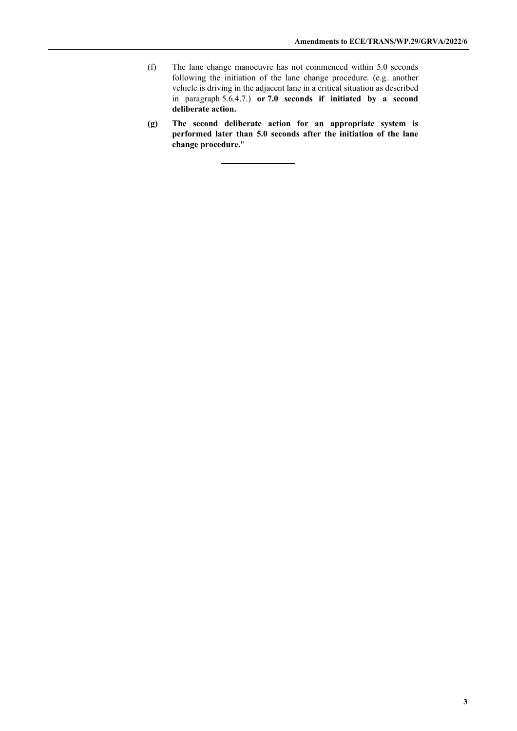(f) The lane change manoeuvre has not commenced within 5.0 seconds following the initiation of the lane change procedure. (e.g. another vehicle is driving in the adjacent lane in a critical situation as described in paragraph 5.6.4.7.) **or 7.0 seconds if initiated by a second deliberate action.**

**(g) The second deliberate action for an appropriate system is performed later than 5.0 seconds after the initiation of the lane change procedure.**"